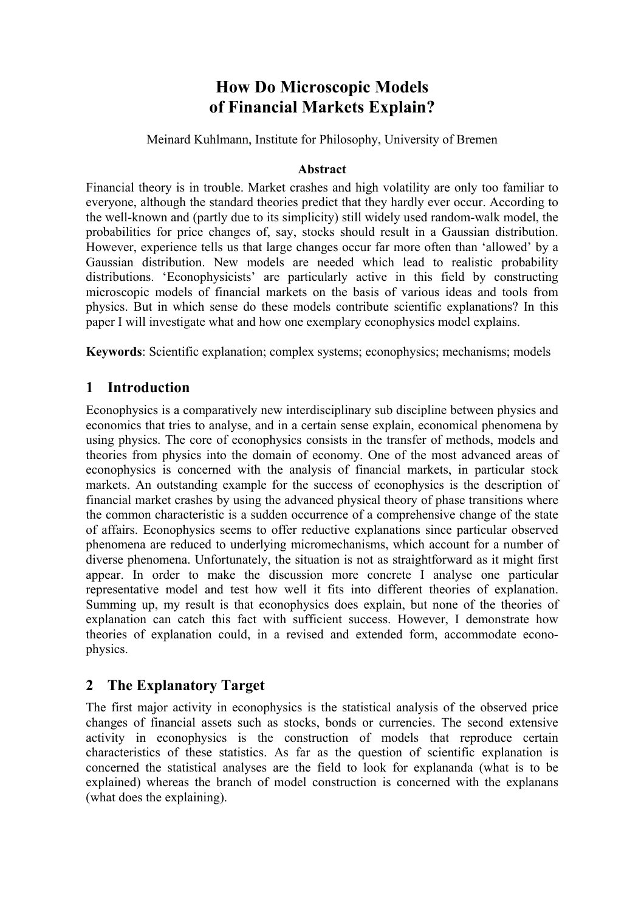# How Do Microscopic Models of Financial Markets Explain?

Meinard Kuhlmann, Institute for Philosophy, University of Bremen

**Abstract**

Financial theory is in trouble. Market crashes and high volatility are only too familiar to everyone, although the standard theories predict that they hardly ever occur. According to the well-known and (partly due to its simplicity) still widely used random-walk model, the probabilities for price changes of, say, stocks should result in a Gaussian distribution. However, experience tells us that large changes occur far more often than 'allowed' by a Gaussian distribution. New models are needed which lead to realistic probability distributions. 'Econophysicists' are particularly active in this field by constructing microscopic models of financial markets on the basis of various ideas and tools from physics. But in which sense do these models contribute scientific explanations? In this paper I will investigate what and how one exemplary econophysics model explains.

**Keywords**: Scientific explanation; complex systems; econophysics; mechanisms; models

## 1 Introduction

Econophysics is a comparatively new interdisciplinary sub discipline between physics and economics that tries to analyse, and in a certain sense explain, economical phenomena by using physics. The core of econophysics consists in the transfer of methods, models and theories from physics into the domain of economy. One of the most advanced areas of econophysics is concerned with the analysis of financial markets, in particular stock markets. An outstanding example for the success of econophysics is the description of financial market crashes by using the advanced physical theory of phase transitions where the common characteristic is a sudden occurrence of a comprehensive change of the state of affairs. Econophysics seems to offer reductive explanations since particular observed phenomena are reduced to underlying micromechanisms, which account for a number of diverse phenomena. Unfortunately, the situation is not as straightforward as it might first appear. In order to make the discussion more concrete I analyse one particular representative model and test how well it fits into different theories of explanation. Summing up, my result is that econophysics does explain, but none of the theories of explanation can catch this fact with sufficient success. However, I demonstrate how theories of explanation could, in a revised and extended form, accommodate econophysics.

## 2 The Explanatory Target

The first major activity in econophysics is the statistical analysis of the observed price changes of financial assets such as stocks, bonds or currencies. The second extensive activity in econophysics is the construction of models that reproduce certain characteristics of these statistics. As far as the question of scientific explanation is concerned the statistical analyses are the field to look for explananda (what is to be explained) whereas the branch of model construction is concerned with the explanans (what does the explaining).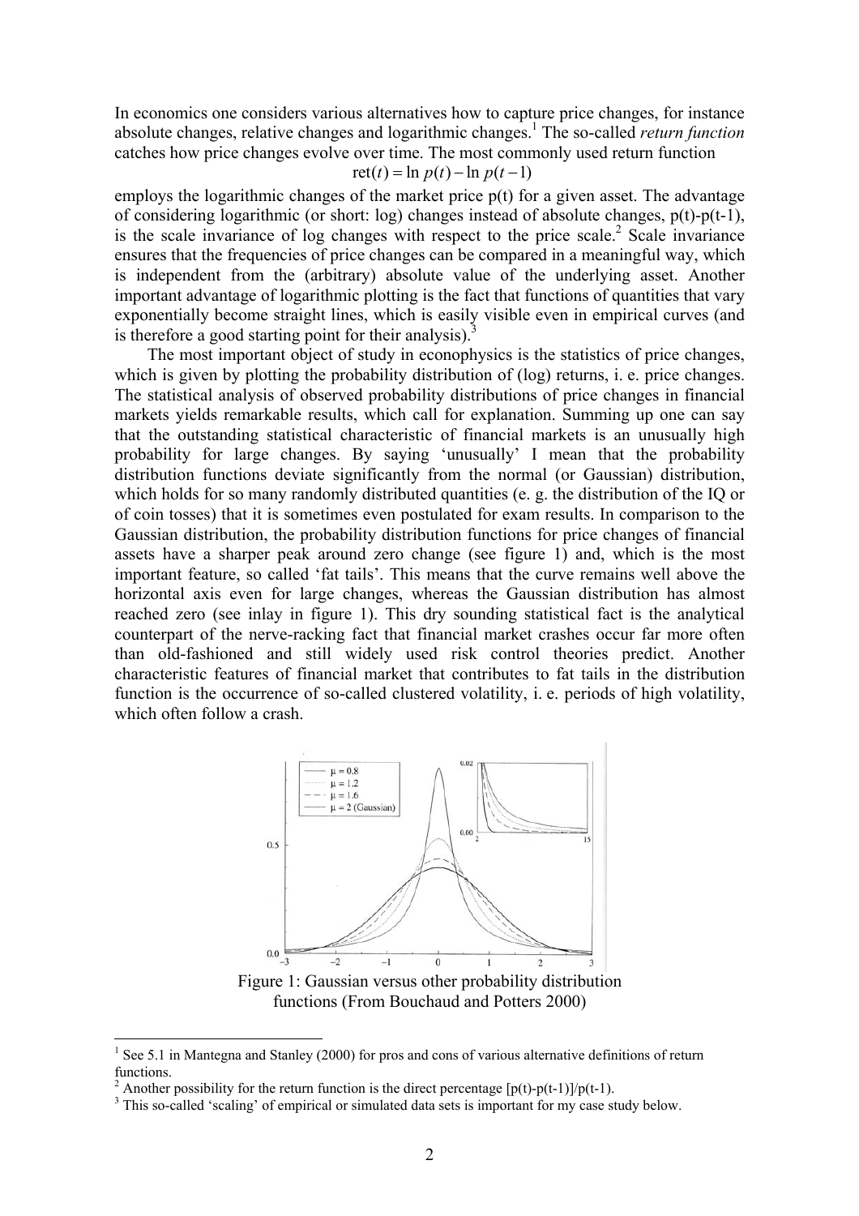In economics one considers various alternatives how to capture price changes, for instance absolute changes, relative changes and logarithmic changes.[1] The so-called *return function* catches how price changes evolve over time. The most commonly used return function

$$\mathrm{ret}(t) = \ln p(t) - \ln p(t-1)$$

employs the logarithmic changes of the market price p(t) for a given asset. The advantage of considering logarithmic (or short: log) changes instead of absolute changes, p(t)-p(t-1), is the scale invariance of log changes with respect to the price scale.[2] Scale invariance ensures that the frequencies of price changes can be compared in a meaningful way, which is independent from the (arbitrary) absolute value of the underlying asset. Another important advantage of logarithmic plotting is the fact that functions of quantities that vary exponentially become straight lines, which is easily visible even in empirical curves (and is therefore a good starting point for their analysis).[3]

The most important object of study in econophysics is the statistics of price changes, which is given by plotting the probability distribution of (log) returns, i. e. price changes. The statistical analysis of observed probability distributions of price changes in financial markets yields remarkable results, which call for explanation. Summing up one can say that the outstanding statistical characteristic of financial markets is an unusually high probability for large changes. By saying 'unusually' I mean that the probability distribution functions deviate significantly from the normal (or Gaussian) distribution, which holds for so many randomly distributed quantities (e. g. the distribution of the IQ or of coin tosses) that it is sometimes even postulated for exam results. In comparison to the Gaussian distribution, the probability distribution functions for price changes of financial assets have a sharper peak around zero change (see figure 1) and, which is the most important feature, so called 'fat tails'. This means that the curve remains well above the horizontal axis even for large changes, whereas the Gaussian distribution has almost reached zero (see inlay in figure 1). This dry sounding statistical fact is the analytical counterpart of the nerve-racking fact that financial market crashes occur far more often than old-fashioned and still widely used risk control theories predict. Another characteristic features of financial market that contributes to fat tails in the distribution function is the occurrence of so-called clustered volatility, i. e. periods of high volatility, which often follow a crash.

Figure 1: Gaussian versus other probability distribution functions (From Bouchaud and Potters 2000)

---

[1] See 5.1 in Mantegna and Stanley (2000) for pros and cons of various alternative definitions of return functions.

[2] Another possibility for the return function is the direct percentage [p(t)-p(t-1)]/p(t-1).

[3] This so-called 'scaling' of empirical or simulated data sets is important for my case study below.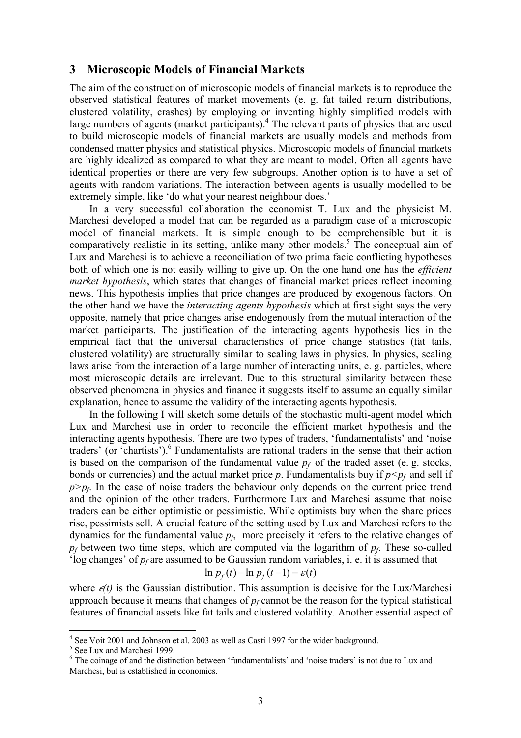## 3 Microscopic Models of Financial Markets

The aim of the construction of microscopic models of financial markets is to reproduce the observed statistical features of market movements (e. g. fat tailed return distributions, clustered volatility, crashes) by employing or inventing highly simplified models with large numbers of agents (market participants).[4] The relevant parts of physics that are used to build microscopic models of financial markets are usually models and methods from condensed matter physics and statistical physics. Microscopic models of financial markets are highly idealized as compared to what they are meant to model. Often all agents have identical properties or there are very few subgroups. Another option is to have a set of agents with random variations. The interaction between agents is usually modelled to be extremely simple, like 'do what your nearest neighbour does.'

In a very successful collaboration the economist T. Lux and the physicist M. Marchesi developed a model that can be regarded as a paradigm case of a microscopic model of financial markets. It is simple enough to be comprehensible but it is comparatively realistic in its setting, unlike many other models.[5] The conceptual aim of Lux and Marchesi is to achieve a reconciliation of two prima facie conflicting hypotheses both of which one is not easily willing to give up. On the one hand one has the *efficient market hypothesis*, which states that changes of financial market prices reflect incoming news. This hypothesis implies that price changes are produced by exogenous factors. On the other hand we have the *interacting agents hypothesis* which at first sight says the very opposite, namely that price changes arise endogenously from the mutual interaction of the market participants. The justification of the interacting agents hypothesis lies in the empirical fact that the universal characteristics of price change statistics (fat tails, clustered volatility) are structurally similar to scaling laws in physics. In physics, scaling laws arise from the interaction of a large number of interacting units, e. g. particles, where most microscopic details are irrelevant. Due to this structural similarity between these observed phenomena in physics and finance it suggests itself to assume an equally similar explanation, hence to assume the validity of the interacting agents hypothesis.

In the following I will sketch some details of the stochastic multi-agent model which Lux and Marchesi use in order to reconcile the efficient market hypothesis and the interacting agents hypothesis. There are two types of traders, 'fundamentalists' and 'noise traders' (or 'chartists').[6] Fundamentalists are rational traders in the sense that their action is based on the comparison of the fundamental value $p_f$ of the traded asset (e. g. stocks, bonds or currencies) and the actual market price $p$. Fundamentalists buy if $p<p_f$ and sell if $p>p_f$. In the case of noise traders the behaviour only depends on the current price trend and the opinion of the other traders. Furthermore Lux and Marchesi assume that noise traders can be either optimistic or pessimistic. While optimists buy when the share prices rise, pessimists sell. A crucial feature of the setting used by Lux and Marchesi refers to the dynamics for the fundamental value $p_f$, more precisely it refers to the relative changes of $p_f$ between two time steps, which are computed via the logarithm of $p_f$. These so-called 'log changes' of $p_f$ are assumed to be Gaussian random variables, i. e. it is assumed that

$$\ln p_f(t) - \ln p_f(t-1) = \varepsilon(t)$$

where $\epsilon(t)$ is the Gaussian distribution. This assumption is decisive for the Lux/Marchesi approach because it means that changes of $p_f$ cannot be the reason for the typical statistical features of financial assets like fat tails and clustered volatility. Another essential aspect of

---

[4] See Voit 2001 and Johnson et al. 2003 as well as Casti 1997 for the wider background.

[5] See Lux and Marchesi 1999.

[6] The coinage of and the distinction between 'fundamentalists' and 'noise traders' is not due to Lux and Marchesi, but is established in economics.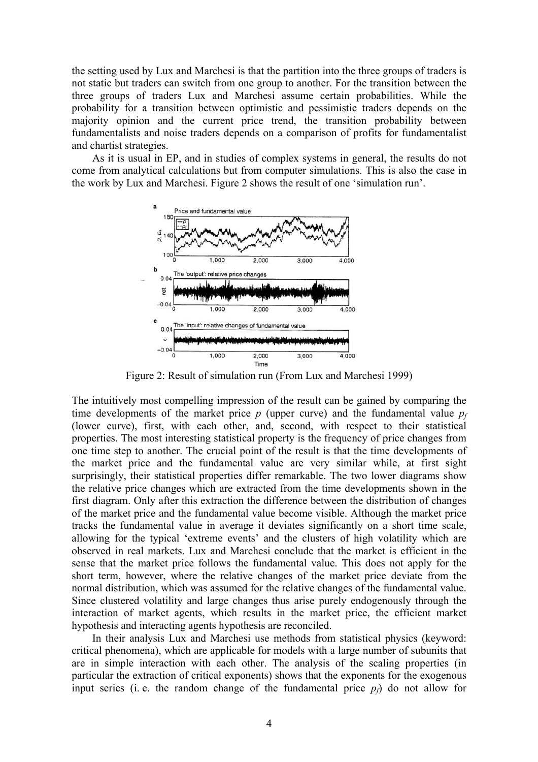the setting used by Lux and Marchesi is that the partition into the three groups of traders is not static but traders can switch from one group to another. For the transition between the three groups of traders Lux and Marchesi assume certain probabilities. While the probability for a transition between optimistic and pessimistic traders depends on the majority opinion and the current price trend, the transition probability between fundamentalists and noise traders depends on a comparison of profits for fundamentalist and chartist strategies.

As it is usual in EP, and in studies of complex systems in general, the results do not come from analytical calculations but from computer simulations. This is also the case in the work by Lux and Marchesi. Figure 2 shows the result of one 'simulation run'.

Figure 2: Result of simulation run (From Lux and Marchesi 1999)

The intuitively most compelling impression of the result can be gained by comparing the time developments of the market price $p$ (upper curve) and the fundamental value $p_f$ (lower curve), first, with each other, and, second, with respect to their statistical properties. The most interesting statistical property is the frequency of price changes from one time step to another. The crucial point of the result is that the time developments of the market price and the fundamental value are very similar while, at first sight surprisingly, their statistical properties differ remarkable. The two lower diagrams show the relative price changes which are extracted from the time developments shown in the first diagram. Only after this extraction the difference between the distribution of changes of the market price and the fundamental value become visible. Although the market price tracks the fundamental value in average it deviates significantly on a short time scale, allowing for the typical 'extreme events' and the clusters of high volatility which are observed in real markets. Lux and Marchesi conclude that the market is efficient in the sense that the market price follows the fundamental value. This does not apply for the short term, however, where the relative changes of the market price deviate from the normal distribution, which was assumed for the relative changes of the fundamental value. Since clustered volatility and large changes thus arise purely endogenously through the interaction of market agents, which results in the market price, the efficient market hypothesis and interacting agents hypothesis are reconciled.

In their analysis Lux and Marchesi use methods from statistical physics (keyword: critical phenomena), which are applicable for models with a large number of subunits that are in simple interaction with each other. The analysis of the scaling properties (in particular the extraction of critical exponents) shows that the exponents for the exogenous input series (i. e. the random change of the fundamental price $p_f$) do not allow for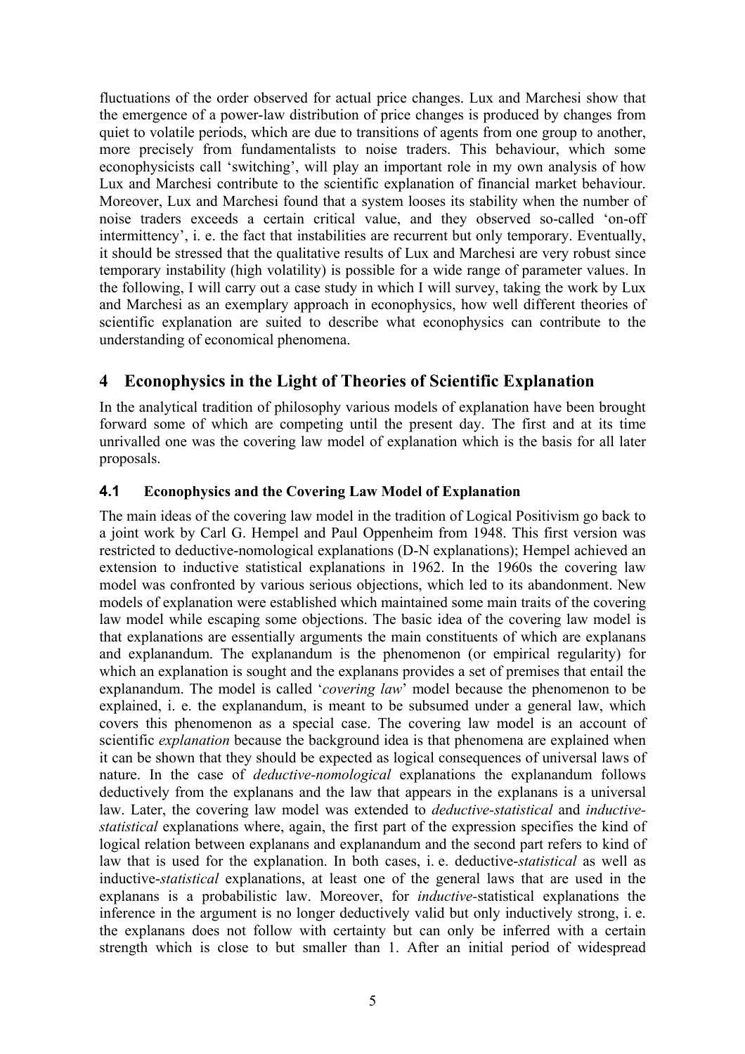fluctuations of the order observed for actual price changes. Lux and Marchesi show that the emergence of a power-law distribution of price changes is produced by changes from quiet to volatile periods, which are due to transitions of agents from one group to another, more precisely from fundamentalists to noise traders. This behaviour, which some econophysicists call 'switching', will play an important role in my own analysis of how Lux and Marchesi contribute to the scientific explanation of financial market behaviour. Moreover, Lux and Marchesi found that a system looses its stability when the number of noise traders exceeds a certain critical value, and they observed so-called 'on-off intermittency', i. e. the fact that instabilities are recurrent but only temporary. Eventually, it should be stressed that the qualitative results of Lux and Marchesi are very robust since temporary instability (high volatility) is possible for a wide range of parameter values. In the following, I will carry out a case study in which I will survey, taking the work by Lux and Marchesi as an exemplary approach in econophysics, how well different theories of scientific explanation are suited to describe what econophysics can contribute to the understanding of economical phenomena.

## 4 Econophysics in the Light of Theories of Scientific Explanation

In the analytical tradition of philosophy various models of explanation have been brought forward some of which are competing until the present day. The first and at its time unrivalled one was the covering law model of explanation which is the basis for all later proposals.

### 4.1 Econophysics and the Covering Law Model of Explanation

The main ideas of the covering law model in the tradition of Logical Positivism go back to a joint work by Carl G. Hempel and Paul Oppenheim from 1948. This first version was restricted to deductive-nomological explanations (D-N explanations); Hempel achieved an extension to inductive statistical explanations in 1962. In the 1960s the covering law model was confronted by various serious objections, which led to its abandonment. New models of explanation were established which maintained some main traits of the covering law model while escaping some objections. The basic idea of the covering law model is that explanations are essentially arguments the main constituents of which are explanans and explanandum. The explanandum is the phenomenon (or empirical regularity) for which an explanation is sought and the explanans provides a set of premises that entail the explanandum. The model is called '*covering law*' model because the phenomenon to be explained, i. e. the explanandum, is meant to be subsumed under a general law, which covers this phenomenon as a special case. The covering law model is an account of scientific *explanation* because the background idea is that phenomena are explained when it can be shown that they should be expected as logical consequences of universal laws of nature. In the case of *deductive-nomological* explanations the explanandum follows deductively from the explanans and the law that appears in the explanans is a universal law. Later, the covering law model was extended to *deductive-statistical* and *inductive-statistical* explanations where, again, the first part of the expression specifies the kind of logical relation between explanans and explanandum and the second part refers to kind of law that is used for the explanation. In both cases, i. e. deductive-*statistical* as well as inductive-*statistical* explanations, at least one of the general laws that are used in the explanans is a probabilistic law. Moreover, for *inductive*-statistical explanations the inference in the argument is no longer deductively valid but only inductively strong, i. e. the explanans does not follow with certainty but can only be inferred with a certain strength which is close to but smaller than 1. After an initial period of widespread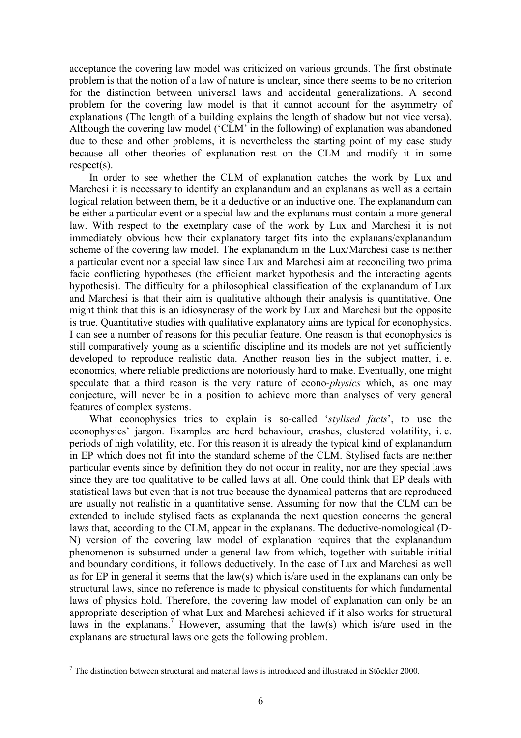acceptance the covering law model was criticized on various grounds. The first obstinate problem is that the notion of a law of nature is unclear, since there seems to be no criterion for the distinction between universal laws and accidental generalizations. A second problem for the covering law model is that it cannot account for the asymmetry of explanations (The length of a building explains the length of shadow but not vice versa). Although the covering law model ('CLM' in the following) of explanation was abandoned due to these and other problems, it is nevertheless the starting point of my case study because all other theories of explanation rest on the CLM and modify it in some respect(s).

In order to see whether the CLM of explanation catches the work by Lux and Marchesi it is necessary to identify an explanandum and an explanans as well as a certain logical relation between them, be it a deductive or an inductive one. The explanandum can be either a particular event or a special law and the explanans must contain a more general law. With respect to the exemplary case of the work by Lux and Marchesi it is not immediately obvious how their explanatory target fits into the explanans/explanandum scheme of the covering law model. The explanandum in the Lux/Marchesi case is neither a particular event nor a special law since Lux and Marchesi aim at reconciling two prima facie conflicting hypotheses (the efficient market hypothesis and the interacting agents hypothesis). The difficulty for a philosophical classification of the explanandum of Lux and Marchesi is that their aim is qualitative although their analysis is quantitative. One might think that this is an idiosyncrasy of the work by Lux and Marchesi but the opposite is true. Quantitative studies with qualitative explanatory aims are typical for econophysics. I can see a number of reasons for this peculiar feature. One reason is that econophysics is still comparatively young as a scientific discipline and its models are not yet sufficiently developed to reproduce realistic data. Another reason lies in the subject matter, i. e. economics, where reliable predictions are notoriously hard to make. Eventually, one might speculate that a third reason is the very nature of econo-*physics* which, as one may conjecture, will never be in a position to achieve more than analyses of very general features of complex systems.

What econophysics tries to explain is so-called '*stylised facts*', to use the econophysics' jargon. Examples are herd behaviour, crashes, clustered volatility, i. e. periods of high volatility, etc. For this reason it is already the typical kind of explanandum in EP which does not fit into the standard scheme of the CLM. Stylised facts are neither particular events since by definition they do not occur in reality, nor are they special laws since they are too qualitative to be called laws at all. One could think that EP deals with statistical laws but even that is not true because the dynamical patterns that are reproduced are usually not realistic in a quantitative sense. Assuming for now that the CLM can be extended to include stylised facts as explananda the next question concerns the general laws that, according to the CLM, appear in the explanans. The deductive-nomological (D-N) version of the covering law model of explanation requires that the explanandum phenomenon is subsumed under a general law from which, together with suitable initial and boundary conditions, it follows deductively. In the case of Lux and Marchesi as well as for EP in general it seems that the law(s) which is/are used in the explanans can only be structural laws, since no reference is made to physical constituents for which fundamental laws of physics hold. Therefore, the covering law model of explanation can only be an appropriate description of what Lux and Marchesi achieved if it also works for structural laws in the explanans.[7] However, assuming that the law(s) which is/are used in the explanans are structural laws one gets the following problem.

[7] The distinction between structural and material laws is introduced and illustrated in Stöckler 2000.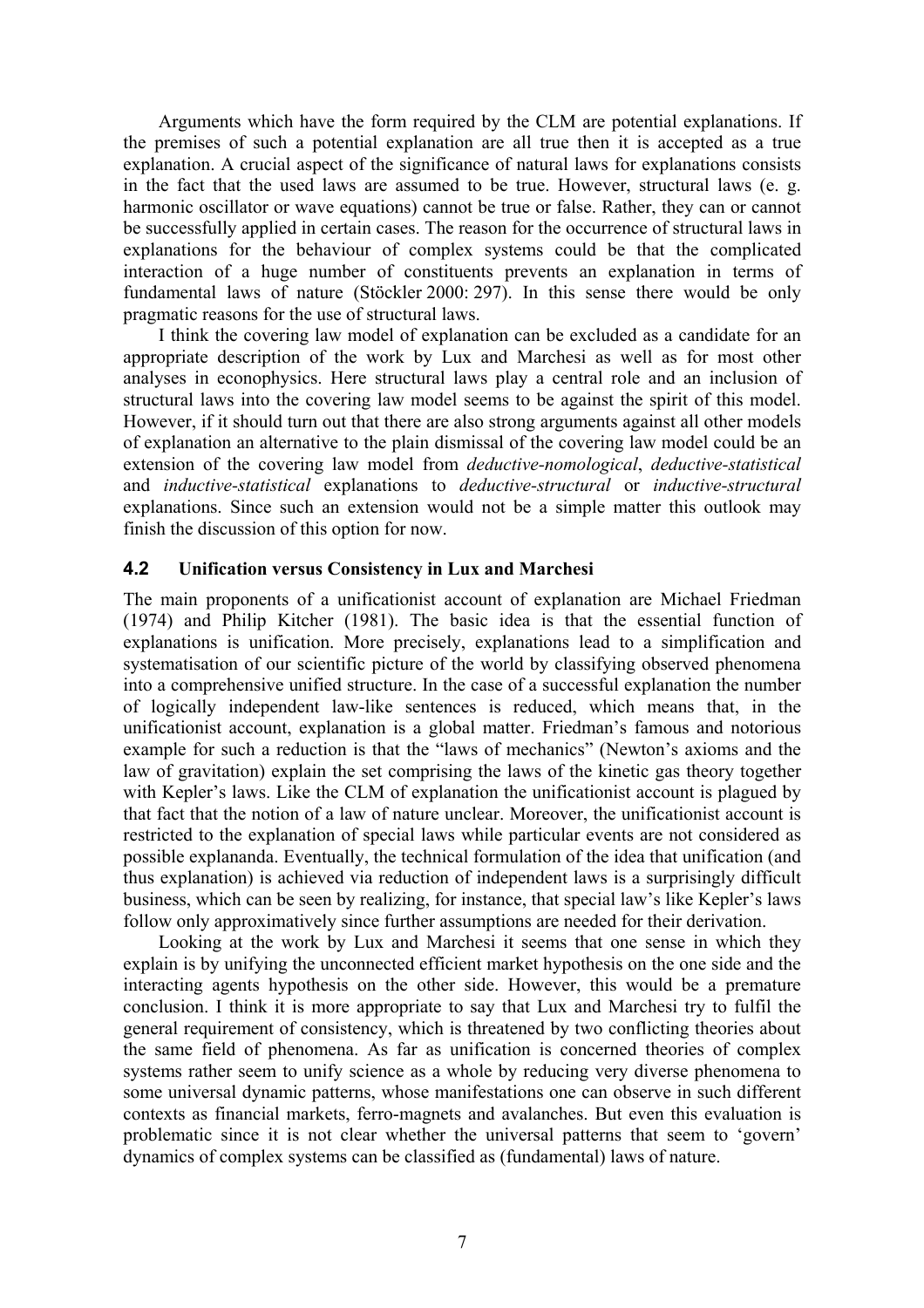Arguments which have the form required by the CLM are potential explanations. If the premises of such a potential explanation are all true then it is accepted as a true explanation. A crucial aspect of the significance of natural laws for explanations consists in the fact that the used laws are assumed to be true. However, structural laws (e. g. harmonic oscillator or wave equations) cannot be true or false. Rather, they can or cannot be successfully applied in certain cases. The reason for the occurrence of structural laws in explanations for the behaviour of complex systems could be that the complicated interaction of a huge number of constituents prevents an explanation in terms of fundamental laws of nature (Stöckler 2000: 297). In this sense there would be only pragmatic reasons for the use of structural laws.

I think the covering law model of explanation can be excluded as a candidate for an appropriate description of the work by Lux and Marchesi as well as for most other analyses in econophysics. Here structural laws play a central role and an inclusion of structural laws into the covering law model seems to be against the spirit of this model. However, if it should turn out that there are also strong arguments against all other models of explanation an alternative to the plain dismissal of the covering law model could be an extension of the covering law model from *deductive-nomological*, *deductive-statistical* and *inductive-statistical* explanations to *deductive-structural* or *inductive-structural* explanations. Since such an extension would not be a simple matter this outlook may finish the discussion of this option for now.

### 4.2 Unification versus Consistency in Lux and Marchesi

The main proponents of a unificationist account of explanation are Michael Friedman (1974) and Philip Kitcher (1981). The basic idea is that the essential function of explanations is unification. More precisely, explanations lead to a simplification and systematisation of our scientific picture of the world by classifying observed phenomena into a comprehensive unified structure. In the case of a successful explanation the number of logically independent law-like sentences is reduced, which means that, in the unificationist account, explanation is a global matter. Friedman's famous and notorious example for such a reduction is that the "laws of mechanics" (Newton's axioms and the law of gravitation) explain the set comprising the laws of the kinetic gas theory together with Kepler's laws. Like the CLM of explanation the unificationist account is plagued by that fact that the notion of a law of nature unclear. Moreover, the unificationist account is restricted to the explanation of special laws while particular events are not considered as possible explananda. Eventually, the technical formulation of the idea that unification (and thus explanation) is achieved via reduction of independent laws is a surprisingly difficult business, which can be seen by realizing, for instance, that special law's like Kepler's laws follow only approximatively since further assumptions are needed for their derivation.

Looking at the work by Lux and Marchesi it seems that one sense in which they explain is by unifying the unconnected efficient market hypothesis on the one side and the interacting agents hypothesis on the other side. However, this would be a premature conclusion. I think it is more appropriate to say that Lux and Marchesi try to fulfil the general requirement of consistency, which is threatened by two conflicting theories about the same field of phenomena. As far as unification is concerned theories of complex systems rather seem to unify science as a whole by reducing very diverse phenomena to some universal dynamic patterns, whose manifestations one can observe in such different contexts as financial markets, ferro-magnets and avalanches. But even this evaluation is problematic since it is not clear whether the universal patterns that seem to 'govern' dynamics of complex systems can be classified as (fundamental) laws of nature.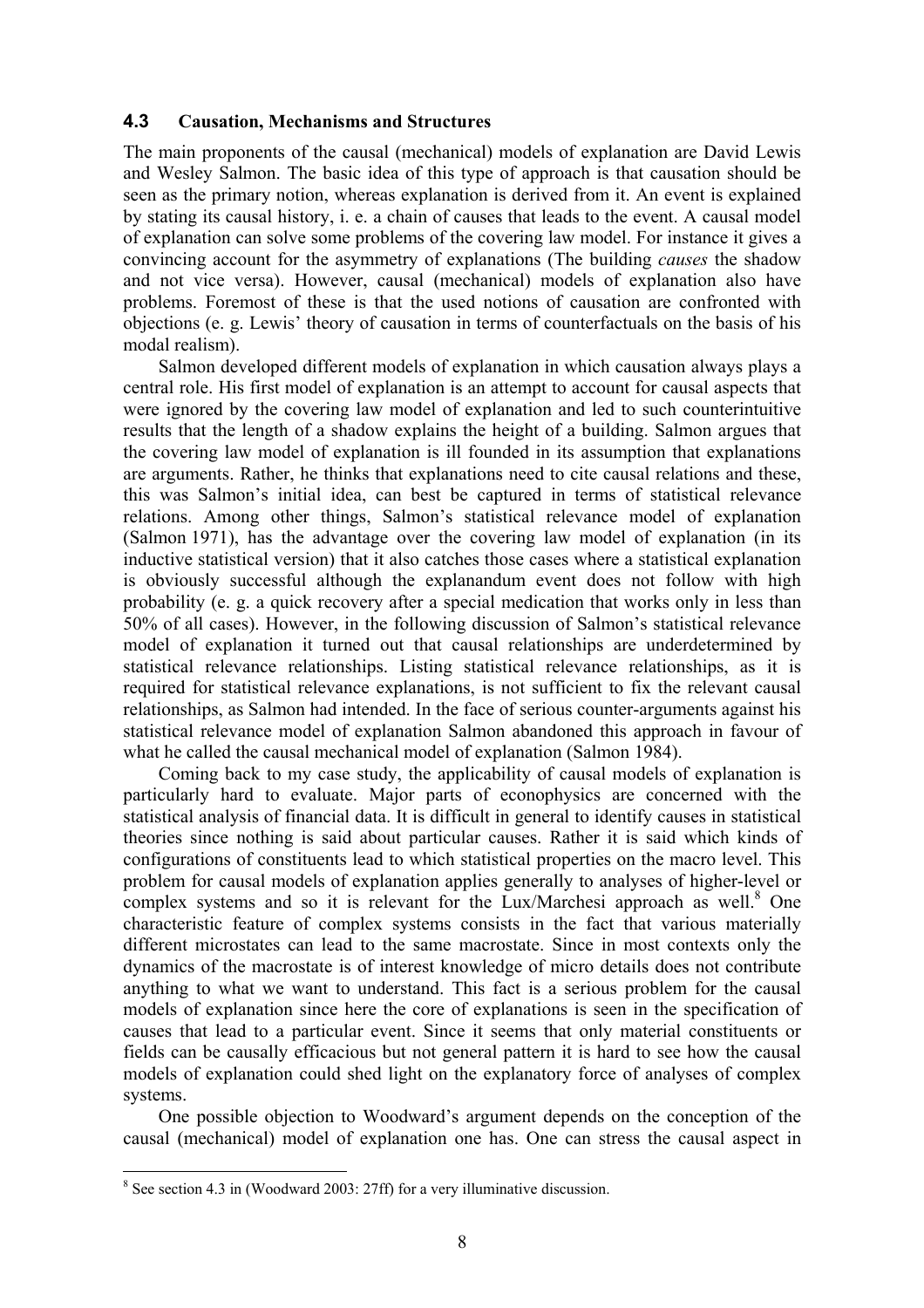### 4.3 Causation, Mechanisms and Structures

The main proponents of the causal (mechanical) models of explanation are David Lewis and Wesley Salmon. The basic idea of this type of approach is that causation should be seen as the primary notion, whereas explanation is derived from it. An event is explained by stating its causal history, i. e. a chain of causes that leads to the event. A causal model of explanation can solve some problems of the covering law model. For instance it gives a convincing account for the asymmetry of explanations (The building *causes* the shadow and not vice versa). However, causal (mechanical) models of explanation also have problems. Foremost of these is that the used notions of causation are confronted with objections (e. g. Lewis' theory of causation in terms of counterfactuals on the basis of his modal realism).

Salmon developed different models of explanation in which causation always plays a central role. His first model of explanation is an attempt to account for causal aspects that were ignored by the covering law model of explanation and led to such counterintuitive results that the length of a shadow explains the height of a building. Salmon argues that the covering law model of explanation is ill founded in its assumption that explanations are arguments. Rather, he thinks that explanations need to cite causal relations and these, this was Salmon's initial idea, can best be captured in terms of statistical relevance relations. Among other things, Salmon's statistical relevance model of explanation (Salmon 1971), has the advantage over the covering law model of explanation (in its inductive statistical version) that it also catches those cases where a statistical explanation is obviously successful although the explanandum event does not follow with high probability (e. g. a quick recovery after a special medication that works only in less than 50% of all cases). However, in the following discussion of Salmon's statistical relevance model of explanation it turned out that causal relationships are underdetermined by statistical relevance relationships. Listing statistical relevance relationships, as it is required for statistical relevance explanations, is not sufficient to fix the relevant causal relationships, as Salmon had intended. In the face of serious counter-arguments against his statistical relevance model of explanation Salmon abandoned this approach in favour of what he called the causal mechanical model of explanation (Salmon 1984).

Coming back to my case study, the applicability of causal models of explanation is particularly hard to evaluate. Major parts of econophysics are concerned with the statistical analysis of financial data. It is difficult in general to identify causes in statistical theories since nothing is said about particular causes. Rather it is said which kinds of configurations of constituents lead to which statistical properties on the macro level. This problem for causal models of explanation applies generally to analyses of higher-level or complex systems and so it is relevant for the Lux/Marchesi approach as well.[8] One characteristic feature of complex systems consists in the fact that various materially different microstates can lead to the same macrostate. Since in most contexts only the dynamics of the macrostate is of interest knowledge of micro details does not contribute anything to what we want to understand. This fact is a serious problem for the causal models of explanation since here the core of explanations is seen in the specification of causes that lead to a particular event. Since it seems that only material constituents or fields can be causally efficacious but not general pattern it is hard to see how the causal models of explanation could shed light on the explanatory force of analyses of complex systems.

One possible objection to Woodward's argument depends on the conception of the causal (mechanical) model of explanation one has. One can stress the causal aspect in

---

[8] See section 4.3 in (Woodward 2003: 27ff) for a very illuminative discussion.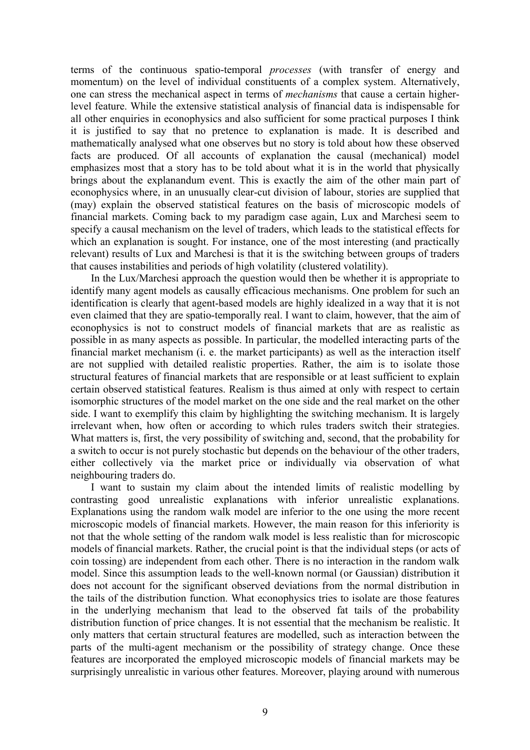terms of the continuous spatio-temporal *processes* (with transfer of energy and momentum) on the level of individual constituents of a complex system. Alternatively, one can stress the mechanical aspect in terms of *mechanisms* that cause a certain higher-level feature. While the extensive statistical analysis of financial data is indispensable for all other enquiries in econophysics and also sufficient for some practical purposes I think it is justified to say that no pretence to explanation is made. It is described and mathematically analysed what one observes but no story is told about how these observed facts are produced. Of all accounts of explanation the causal (mechanical) model emphasizes most that a story has to be told about what it is in the world that physically brings about the explanandum event. This is exactly the aim of the other main part of econophysics where, in an unusually clear-cut division of labour, stories are supplied that (may) explain the observed statistical features on the basis of microscopic models of financial markets. Coming back to my paradigm case again, Lux and Marchesi seem to specify a causal mechanism on the level of traders, which leads to the statistical effects for which an explanation is sought. For instance, one of the most interesting (and practically relevant) results of Lux and Marchesi is that it is the switching between groups of traders that causes instabilities and periods of high volatility (clustered volatility).

In the Lux/Marchesi approach the question would then be whether it is appropriate to identify many agent models as causally efficacious mechanisms. One problem for such an identification is clearly that agent-based models are highly idealized in a way that it is not even claimed that they are spatio-temporally real. I want to claim, however, that the aim of econophysics is not to construct models of financial markets that are as realistic as possible in as many aspects as possible. In particular, the modelled interacting parts of the financial market mechanism (i. e. the market participants) as well as the interaction itself are not supplied with detailed realistic properties. Rather, the aim is to isolate those structural features of financial markets that are responsible or at least sufficient to explain certain observed statistical features. Realism is thus aimed at only with respect to certain isomorphic structures of the model market on the one side and the real market on the other side. I want to exemplify this claim by highlighting the switching mechanism. It is largely irrelevant when, how often or according to which rules traders switch their strategies. What matters is, first, the very possibility of switching and, second, that the probability for a switch to occur is not purely stochastic but depends on the behaviour of the other traders, either collectively via the market price or individually via observation of what neighbouring traders do.

I want to sustain my claim about the intended limits of realistic modelling by contrasting good unrealistic explanations with inferior unrealistic explanations. Explanations using the random walk model are inferior to the one using the more recent microscopic models of financial markets. However, the main reason for this inferiority is not that the whole setting of the random walk model is less realistic than for microscopic models of financial markets. Rather, the crucial point is that the individual steps (or acts of coin tossing) are independent from each other. There is no interaction in the random walk model. Since this assumption leads to the well-known normal (or Gaussian) distribution it does not account for the significant observed deviations from the normal distribution in the tails of the distribution function. What econophysics tries to isolate are those features in the underlying mechanism that lead to the observed fat tails of the probability distribution function of price changes. It is not essential that the mechanism be realistic. It only matters that certain structural features are modelled, such as interaction between the parts of the multi-agent mechanism or the possibility of strategy change. Once these features are incorporated the employed microscopic models of financial markets may be surprisingly unrealistic in various other features. Moreover, playing around with numerous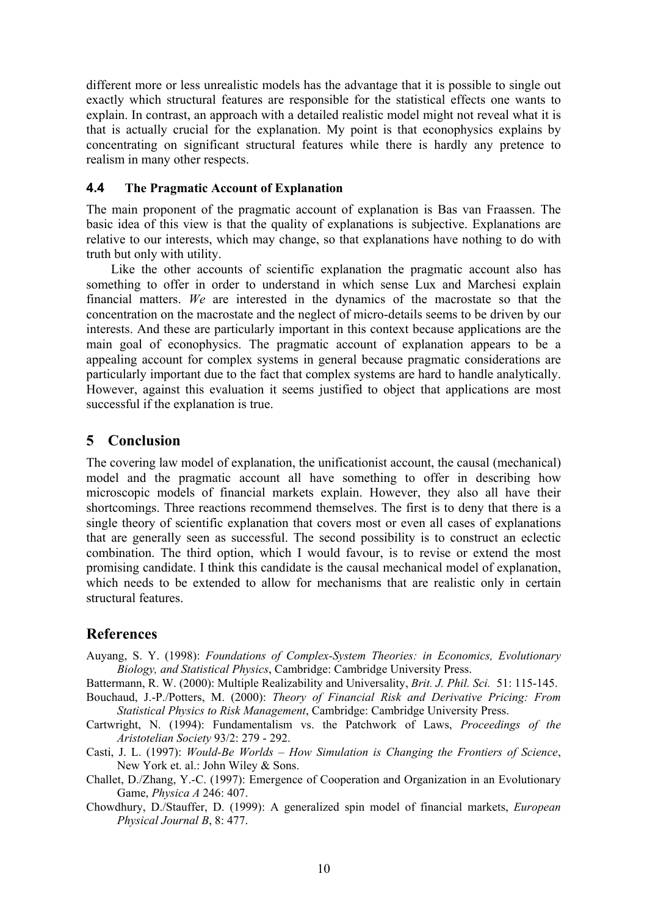different more or less unrealistic models has the advantage that it is possible to single out exactly which structural features are responsible for the statistical effects one wants to explain. In contrast, an approach with a detailed realistic model might not reveal what it is that is actually crucial for the explanation. My point is that econophysics explains by concentrating on significant structural features while there is hardly any pretence to realism in many other respects.

### 4.4 The Pragmatic Account of Explanation

The main proponent of the pragmatic account of explanation is Bas van Fraassen. The basic idea of this view is that the quality of explanations is subjective. Explanations are relative to our interests, which may change, so that explanations have nothing to do with truth but only with utility.

Like the other accounts of scientific explanation the pragmatic account also has something to offer in order to understand in which sense Lux and Marchesi explain financial matters. *We* are interested in the dynamics of the macrostate so that the concentration on the macrostate and the neglect of micro-details seems to be driven by our interests. And these are particularly important in this context because applications are the main goal of econophysics. The pragmatic account of explanation appears to be a appealing account for complex systems in general because pragmatic considerations are particularly important due to the fact that complex systems are hard to handle analytically. However, against this evaluation it seems justified to object that applications are most successful if the explanation is true.

## 5 Conclusion

The covering law model of explanation, the unificationist account, the causal (mechanical) model and the pragmatic account all have something to offer in describing how microscopic models of financial markets explain. However, they also all have their shortcomings. Three reactions recommend themselves. The first is to deny that there is a single theory of scientific explanation that covers most or even all cases of explanations that are generally seen as successful. The second possibility is to construct an eclectic combination. The third option, which I would favour, is to revise or extend the most promising candidate. I think this candidate is the causal mechanical model of explanation, which needs to be extended to allow for mechanisms that are realistic only in certain structural features.

## References

Auyang, S. Y. (1998): *Foundations of Complex-System Theories: in Economics, Evolutionary Biology, and Statistical Physics*, Cambridge: Cambridge University Press.

Battermann, R. W. (2000): Multiple Realizability and Universality, *Brit. J. Phil. Sci.* 51: 115-145.

Bouchaud, J.-P./Potters, M. (2000): *Theory of Financial Risk and Derivative Pricing: From Statistical Physics to Risk Management*, Cambridge: Cambridge University Press.

Cartwright, N. (1994): Fundamentalism vs. the Patchwork of Laws, *Proceedings of the Aristotelian Society* 93/2: 279 - 292.

Casti, J. L. (1997): *Would-Be Worlds – How Simulation is Changing the Frontiers of Science*, New York et. al.: John Wiley & Sons.

Challet, D./Zhang, Y.-C. (1997): Emergence of Cooperation and Organization in an Evolutionary Game, *Physica A* 246: 407.

Chowdhury, D./Stauffer, D. (1999): A generalized spin model of financial markets, *European Physical Journal B*, 8: 477.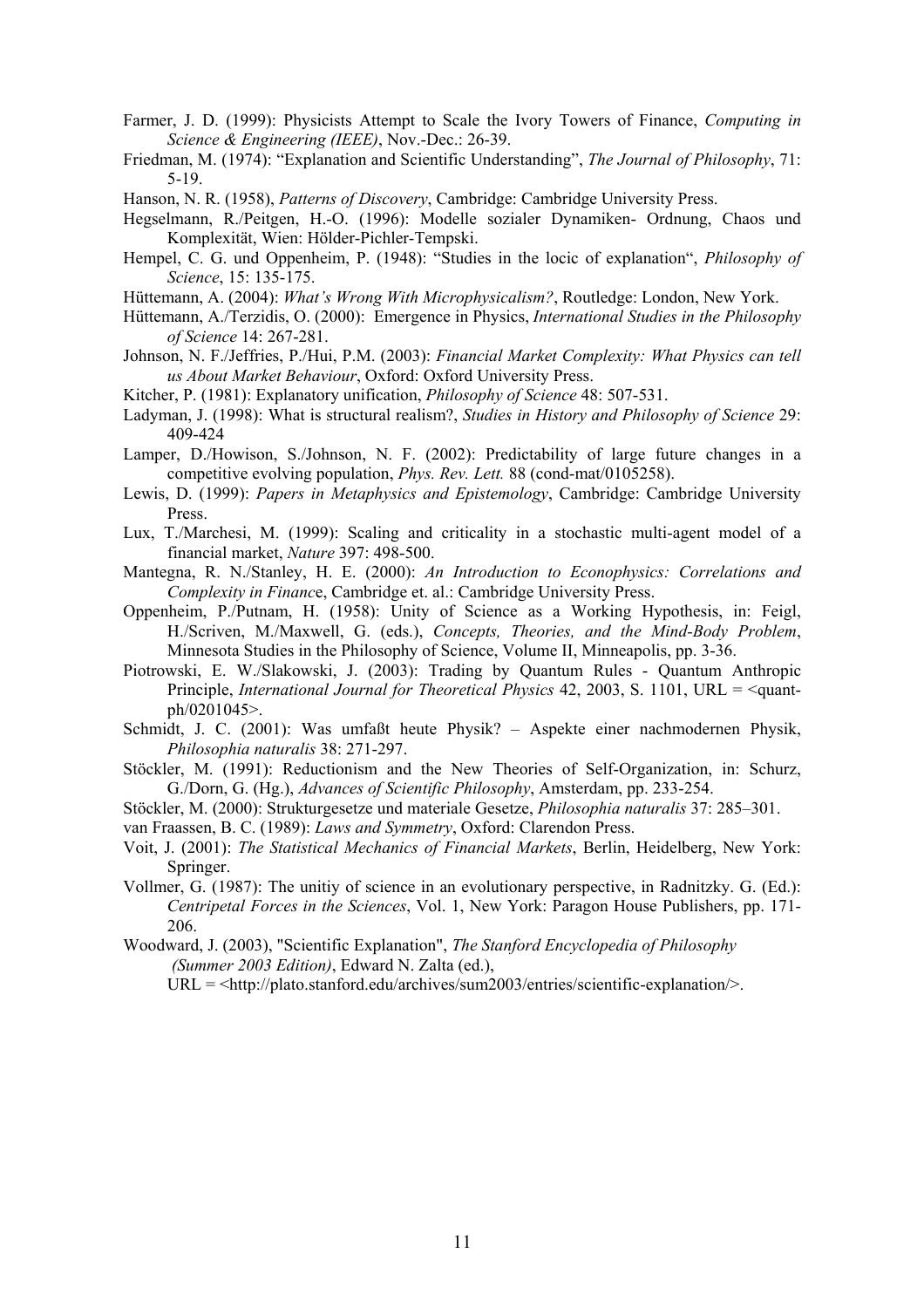Farmer, J. D. (1999): Physicists Attempt to Scale the Ivory Towers of Finance, *Computing in Science & Engineering (IEEE)*, Nov.-Dec.: 26-39.

Friedman, M. (1974): "Explanation and Scientific Understanding", *The Journal of Philosophy*, 71: 5-19.

Hanson, N. R. (1958), *Patterns of Discovery*, Cambridge: Cambridge University Press.

Hegselmann, R./Peitgen, H.-O. (1996): Modelle sozialer Dynamiken- Ordnung, Chaos und Komplexität, Wien: Hölder-Pichler-Tempski.

Hempel, C. G. und Oppenheim, P. (1948): "Studies in the locic of explanation", *Philosophy of Science*, 15: 135-175.

Hüttemann, A. (2004): *What's Wrong With Microphysicalism?*, Routledge: London, New York.

Hüttemann, A./Terzidis, O. (2000): Emergence in Physics, *International Studies in the Philosophy of Science* 14: 267-281.

Johnson, N. F./Jeffries, P./Hui, P.M. (2003): *Financial Market Complexity: What Physics can tell us About Market Behaviour*, Oxford: Oxford University Press.

Kitcher, P. (1981): Explanatory unification, *Philosophy of Science* 48: 507-531.

Ladyman, J. (1998): What is structural realism?, *Studies in History and Philosophy of Science* 29: 409-424

Lamper, D./Howison, S./Johnson, N. F. (2002): Predictability of large future changes in a competitive evolving population, *Phys. Rev. Lett.* 88 (cond-mat/0105258).

Lewis, D. (1999): *Papers in Metaphysics and Epistemology*, Cambridge: Cambridge University Press.

Lux, T./Marchesi, M. (1999): Scaling and criticality in a stochastic multi-agent model of a financial market, *Nature* 397: 498-500.

Mantegna, R. N./Stanley, H. E. (2000): *An Introduction to Econophysics: Correlations and Complexity in Finance*, Cambridge et. al.: Cambridge University Press.

Oppenheim, P./Putnam, H. (1958): Unity of Science as a Working Hypothesis, in: Feigl, H./Scriven, M./Maxwell, G. (eds.), *Concepts, Theories, and the Mind-Body Problem*, Minnesota Studies in the Philosophy of Science, Volume II, Minneapolis, pp. 3-36.

Piotrowski, E. W./Slakowski, J. (2003): Trading by Quantum Rules - Quantum Anthropic Principle, *International Journal for Theoretical Physics* 42, 2003, S. 1101, URL = <quant-ph/0201045>.

Schmidt, J. C. (2001): Was umfaßt heute Physik? – Aspekte einer nachmodernen Physik, *Philosophia naturalis* 38: 271-297.

Stöckler, M. (1991): Reductionism and the New Theories of Self-Organization, in: Schurz, G./Dorn, G. (Hg.), *Advances of Scientific Philosophy*, Amsterdam, pp. 233-254.

Stöckler, M. (2000): Strukturgesetze und materiale Gesetze, *Philosophia naturalis* 37: 285–301.

van Fraassen, B. C. (1989): *Laws and Symmetry*, Oxford: Clarendon Press.

Voit, J. (2001): *The Statistical Mechanics of Financial Markets*, Berlin, Heidelberg, New York: Springer.

Vollmer, G. (1987): The unitiy of science in an evolutionary perspective, in Radnitzky. G. (Ed.): *Centripetal Forces in the Sciences*, Vol. 1, New York: Paragon House Publishers, pp. 171-206.

Woodward, J. (2003), "Scientific Explanation", *The Stanford Encyclopedia of Philosophy (Summer 2003 Edition)*, Edward N. Zalta (ed.), URL = <http://plato.stanford.edu/archives/sum2003/entries/scientific-explanation/>.